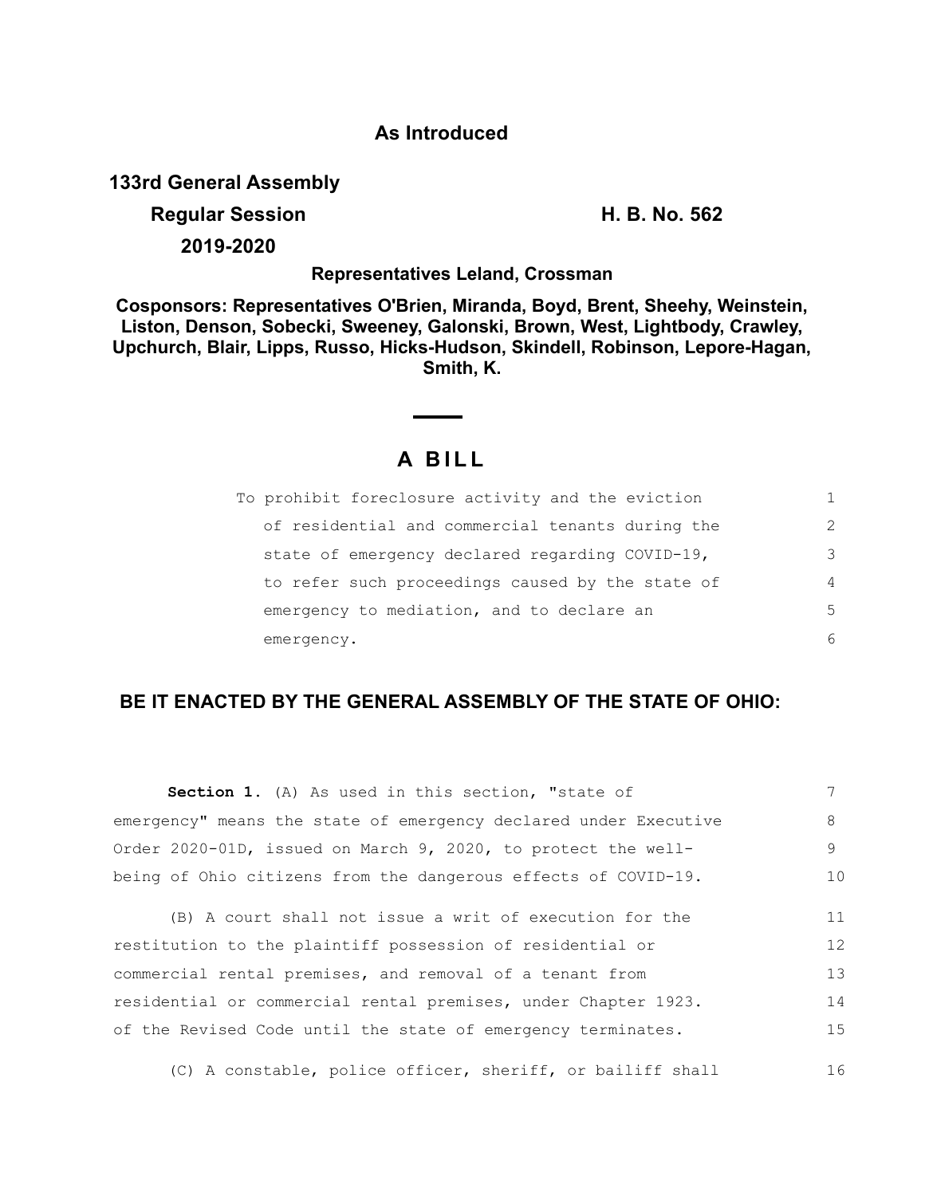**As Introduced**

**133rd General Assembly**

**Regular Session** **H. B. No. 562**

**2019-2020**

**Representatives Leland, Crossman**

**Cosponsors: Representatives O'Brien, Miranda, Boyd, Brent, Sheehy, Weinstein, Liston, Denson, Sobecki, Sweeney, Galonski, Brown, West, Lightbody, Crawley, Upchurch, Blair, Lipps, Russo, Hicks-Hudson, Skindell, Robinson, Lepore-Hagan, Smith, K.**

---

# A BILL

To prohibit foreclosure activity and the eviction of residential and commercial tenants during the state of emergency declared regarding COVID-19, to refer such proceedings caused by the state of emergency to mediation, and to declare an emergency.

## BE IT ENACTED BY THE GENERAL ASSEMBLY OF THE STATE OF OHIO:

**Section 1.** (A) As used in this section, "state of emergency" means the state of emergency declared under Executive Order 2020-01D, issued on March 9, 2020, to protect the well-being of Ohio citizens from the dangerous effects of COVID-19.

(B) A court shall not issue a writ of execution for the restitution to the plaintiff possession of residential or commercial rental premises, and removal of a tenant from residential or commercial rental premises, under Chapter 1923. of the Revised Code until the state of emergency terminates.

(C) A constable, police officer, sheriff, or bailiff shall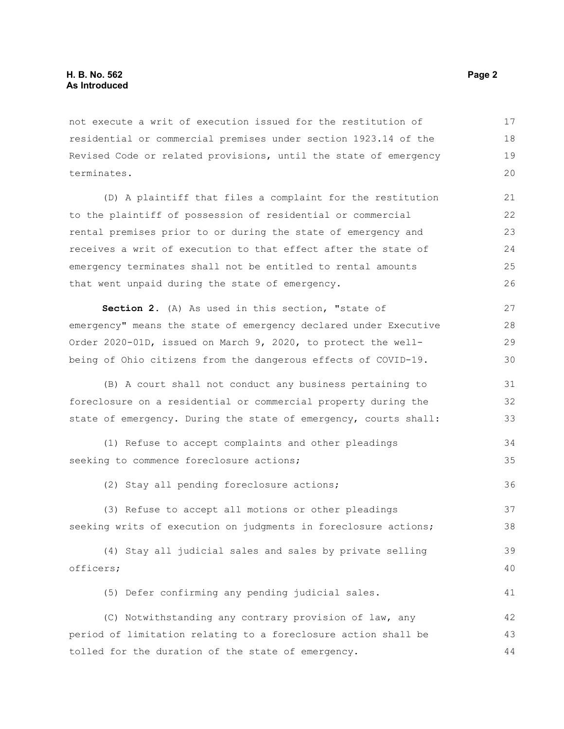not execute a writ of execution issued for the restitution of residential or commercial premises under section 1923.14 of the Revised Code or related provisions, until the state of emergency terminates.

(D) A plaintiff that files a complaint for the restitution to the plaintiff of possession of residential or commercial rental premises prior to or during the state of emergency and receives a writ of execution to that effect after the state of emergency terminates shall not be entitled to rental amounts that went unpaid during the state of emergency.

**Section 2.** (A) As used in this section, "state of emergency" means the state of emergency declared under Executive Order 2020-01D, issued on March 9, 2020, to protect the well-being of Ohio citizens from the dangerous effects of COVID-19.

(B) A court shall not conduct any business pertaining to foreclosure on a residential or commercial property during the state of emergency. During the state of emergency, courts shall:

(1) Refuse to accept complaints and other pleadings seeking to commence foreclosure actions;

(2) Stay all pending foreclosure actions;

(3) Refuse to accept all motions or other pleadings seeking writs of execution on judgments in foreclosure actions;

(4) Stay all judicial sales and sales by private selling officers;

(5) Defer confirming any pending judicial sales.

(C) Notwithstanding any contrary provision of law, any period of limitation relating to a foreclosure action shall be tolled for the duration of the state of emergency.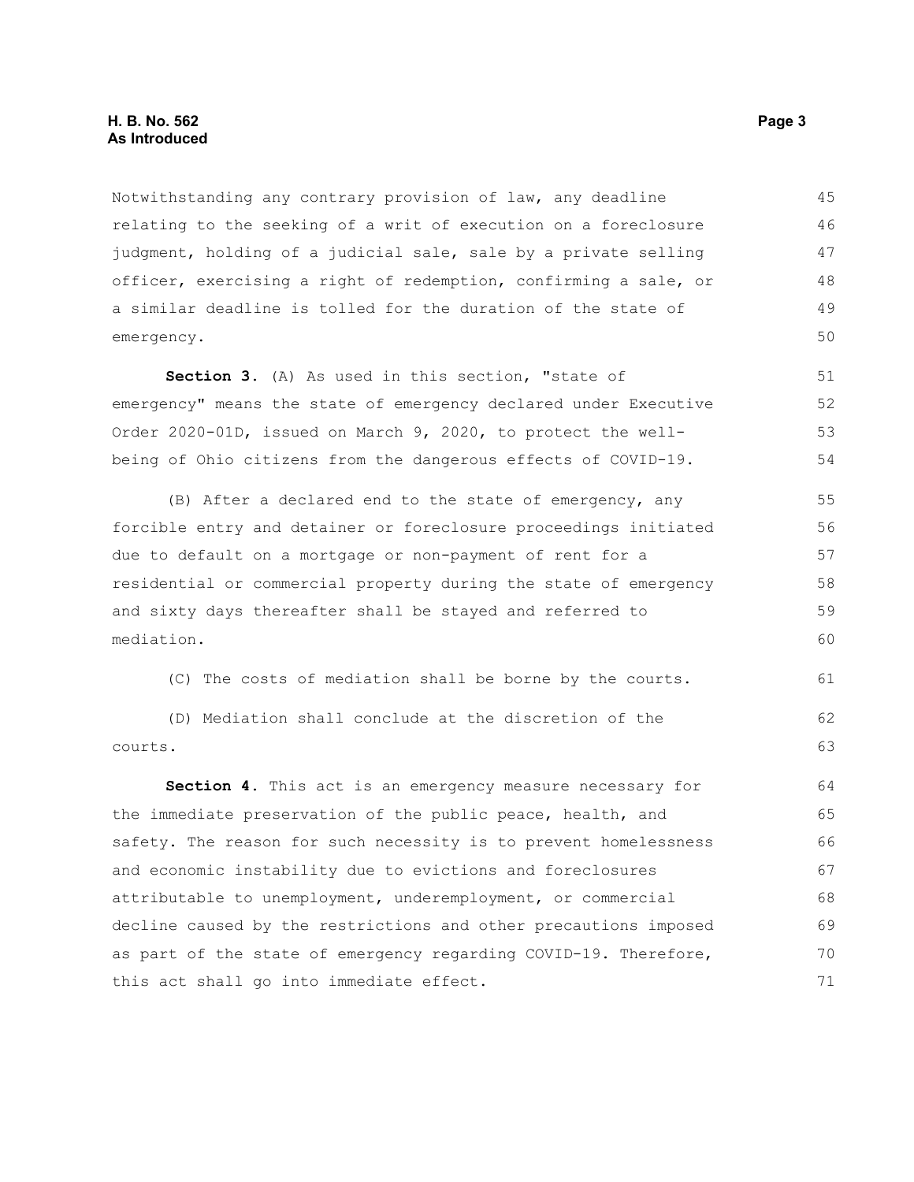Notwithstanding any contrary provision of law, any deadline relating to the seeking of a writ of execution on a foreclosure judgment, holding of a judicial sale, sale by a private selling officer, exercising a right of redemption, confirming a sale, or a similar deadline is tolled for the duration of the state of emergency.

**Section 3.** (A) As used in this section, "state of emergency" means the state of emergency declared under Executive Order 2020-01D, issued on March 9, 2020, to protect the well-being of Ohio citizens from the dangerous effects of COVID-19.

(B) After a declared end to the state of emergency, any forcible entry and detainer or foreclosure proceedings initiated due to default on a mortgage or non-payment of rent for a residential or commercial property during the state of emergency and sixty days thereafter shall be stayed and referred to mediation.

(C) The costs of mediation shall be borne by the courts.

(D) Mediation shall conclude at the discretion of the courts.

**Section 4.** This act is an emergency measure necessary for the immediate preservation of the public peace, health, and safety. The reason for such necessity is to prevent homelessness and economic instability due to evictions and foreclosures attributable to unemployment, underemployment, or commercial decline caused by the restrictions and other precautions imposed as part of the state of emergency regarding COVID-19. Therefore, this act shall go into immediate effect.